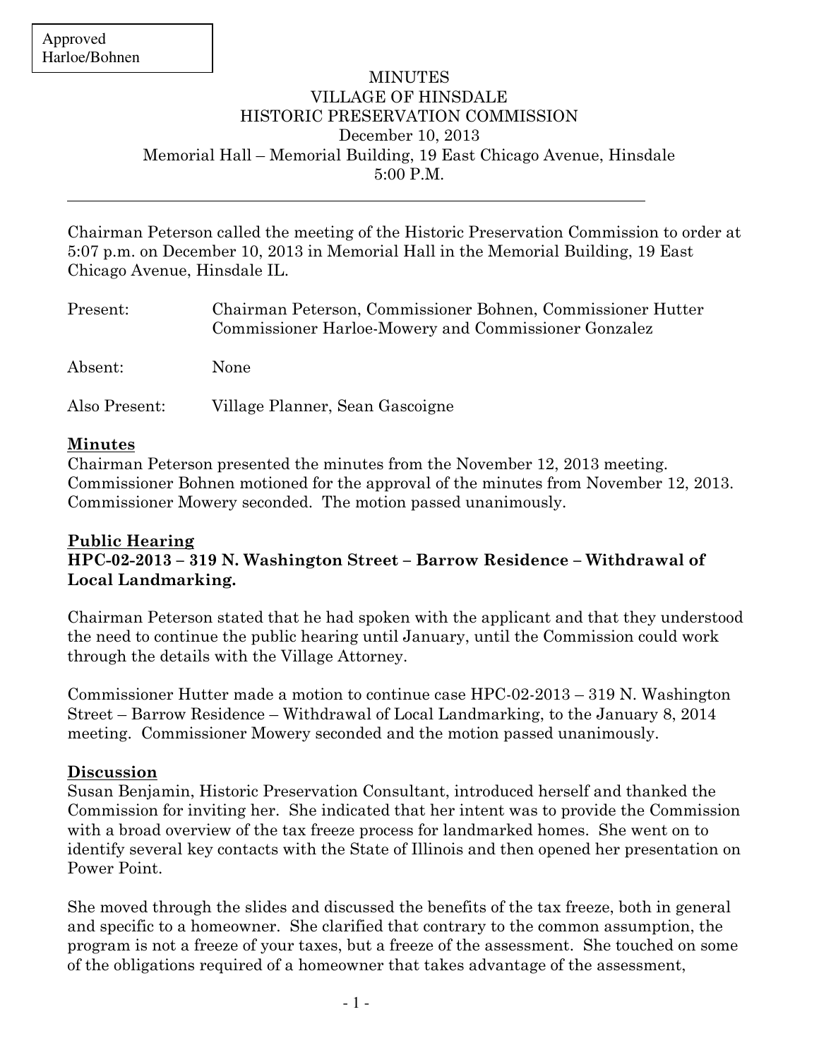Approved
Harloe/Bohnen

# MINUTES
# VILLAGE OF HINSDALE
# HISTORIC PRESERVATION COMMISSION

December 10, 2013
Memorial Hall – Memorial Building, 19 East Chicago Avenue, Hinsdale
5:00 P.M.

---

Chairman Peterson called the meeting of the Historic Preservation Commission to order at 5:07 p.m. on December 10, 2013 in Memorial Hall in the Memorial Building, 19 East Chicago Avenue, Hinsdale IL.

Present: Chairman Peterson, Commissioner Bohnen, Commissioner Hutter Commissioner Harloe-Mowery and Commissioner Gonzalez

Absent: None

Also Present: Village Planner, Sean Gascoigne

## Minutes

Chairman Peterson presented the minutes from the November 12, 2013 meeting. Commissioner Bohnen motioned for the approval of the minutes from November 12, 2013. Commissioner Mowery seconded. The motion passed unanimously.

## Public Hearing

**HPC-02-2013 – 319 N. Washington Street – Barrow Residence – Withdrawal of Local Landmarking.**

Chairman Peterson stated that he had spoken with the applicant and that they understood the need to continue the public hearing until January, until the Commission could work through the details with the Village Attorney.

Commissioner Hutter made a motion to continue case HPC-02-2013 – 319 N. Washington Street – Barrow Residence – Withdrawal of Local Landmarking, to the January 8, 2014 meeting. Commissioner Mowery seconded and the motion passed unanimously.

## Discussion

Susan Benjamin, Historic Preservation Consultant, introduced herself and thanked the Commission for inviting her. She indicated that her intent was to provide the Commission with a broad overview of the tax freeze process for landmarked homes. She went on to identify several key contacts with the State of Illinois and then opened her presentation on Power Point.

She moved through the slides and discussed the benefits of the tax freeze, both in general and specific to a homeowner. She clarified that contrary to the common assumption, the program is not a freeze of your taxes, but a freeze of the assessment. She touched on some of the obligations required of a homeowner that takes advantage of the assessment,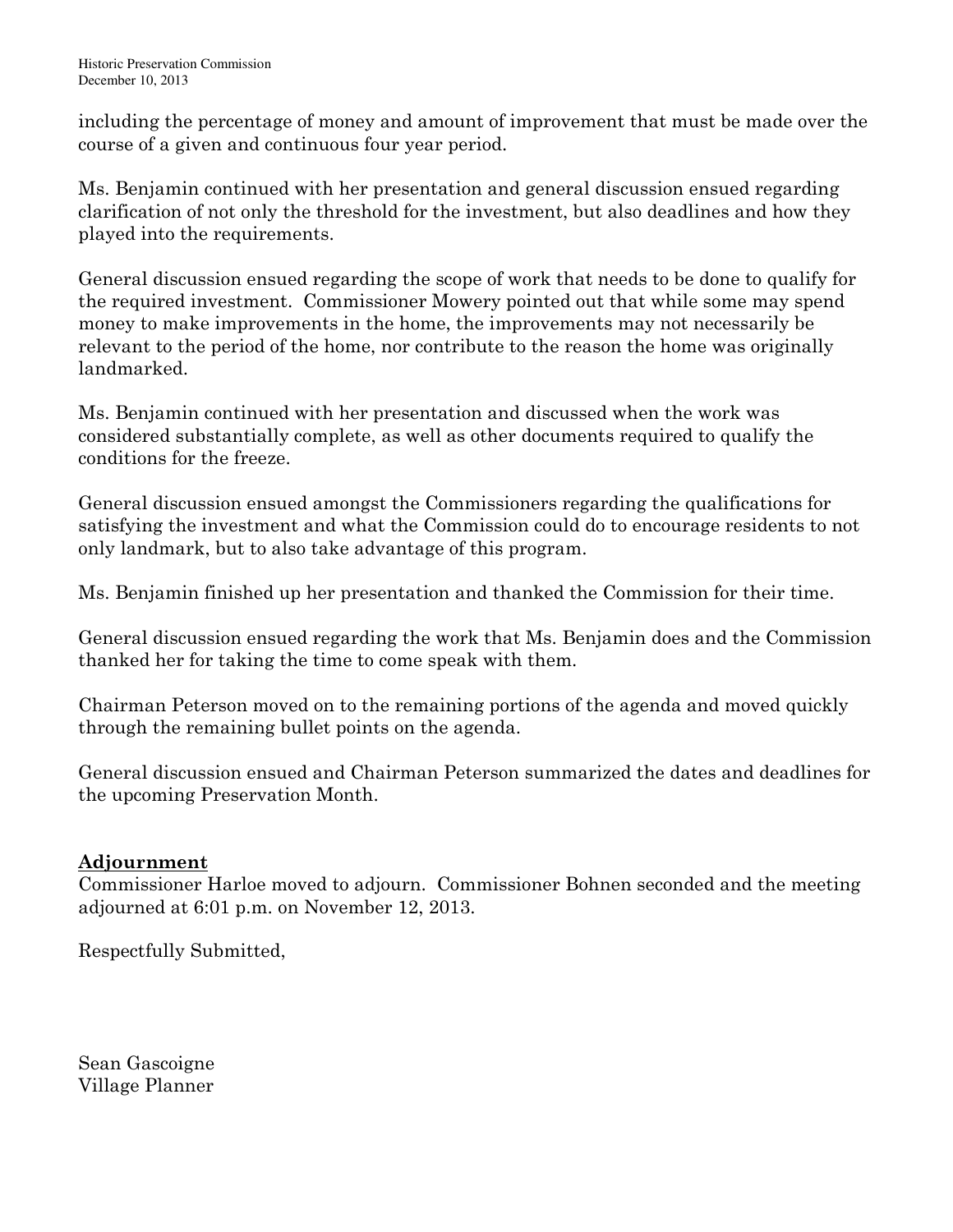including the percentage of money and amount of improvement that must be made over the course of a given and continuous four year period.

Ms. Benjamin continued with her presentation and general discussion ensued regarding clarification of not only the threshold for the investment, but also deadlines and how they played into the requirements.

General discussion ensued regarding the scope of work that needs to be done to qualify for the required investment. Commissioner Mowery pointed out that while some may spend money to make improvements in the home, the improvements may not necessarily be relevant to the period of the home, nor contribute to the reason the home was originally landmarked.

Ms. Benjamin continued with her presentation and discussed when the work was considered substantially complete, as well as other documents required to qualify the conditions for the freeze.

General discussion ensued amongst the Commissioners regarding the qualifications for satisfying the investment and what the Commission could do to encourage residents to not only landmark, but to also take advantage of this program.

Ms. Benjamin finished up her presentation and thanked the Commission for their time.

General discussion ensued regarding the work that Ms. Benjamin does and the Commission thanked her for taking the time to come speak with them.

Chairman Peterson moved on to the remaining portions of the agenda and moved quickly through the remaining bullet points on the agenda.

General discussion ensued and Chairman Peterson summarized the dates and deadlines for the upcoming Preservation Month.

**Adjournment**

Commissioner Harloe moved to adjourn. Commissioner Bohnen seconded and the meeting adjourned at 6:01 p.m. on November 12, 2013.

Respectfully Submitted,

Sean Gascoigne
Village Planner